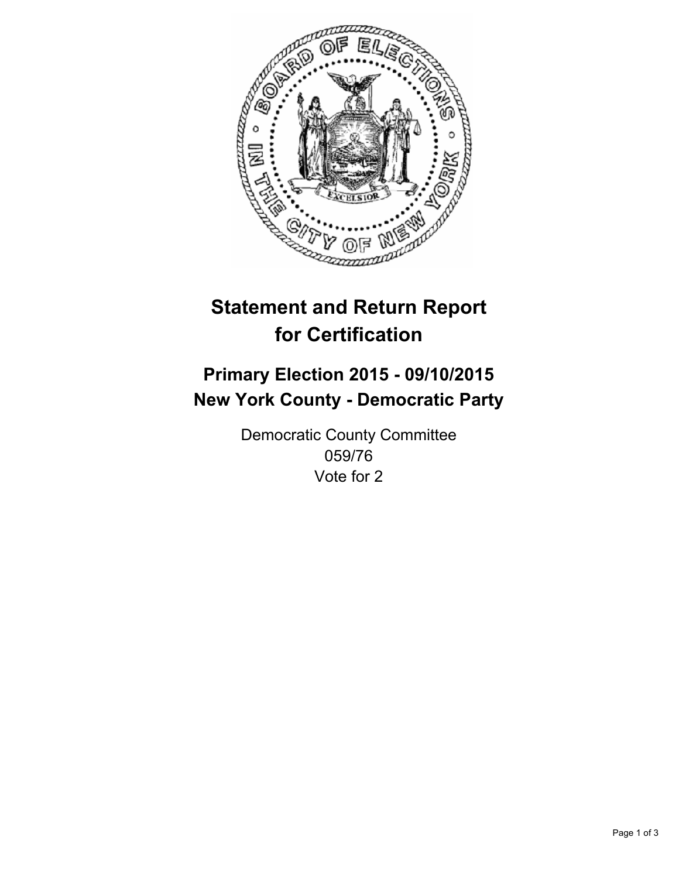# Statement and Return Report for Certification

## Primary Election 2015 - 09/10/2015
## New York County - Democratic Party

Democratic County Committee
059/76
Vote for 2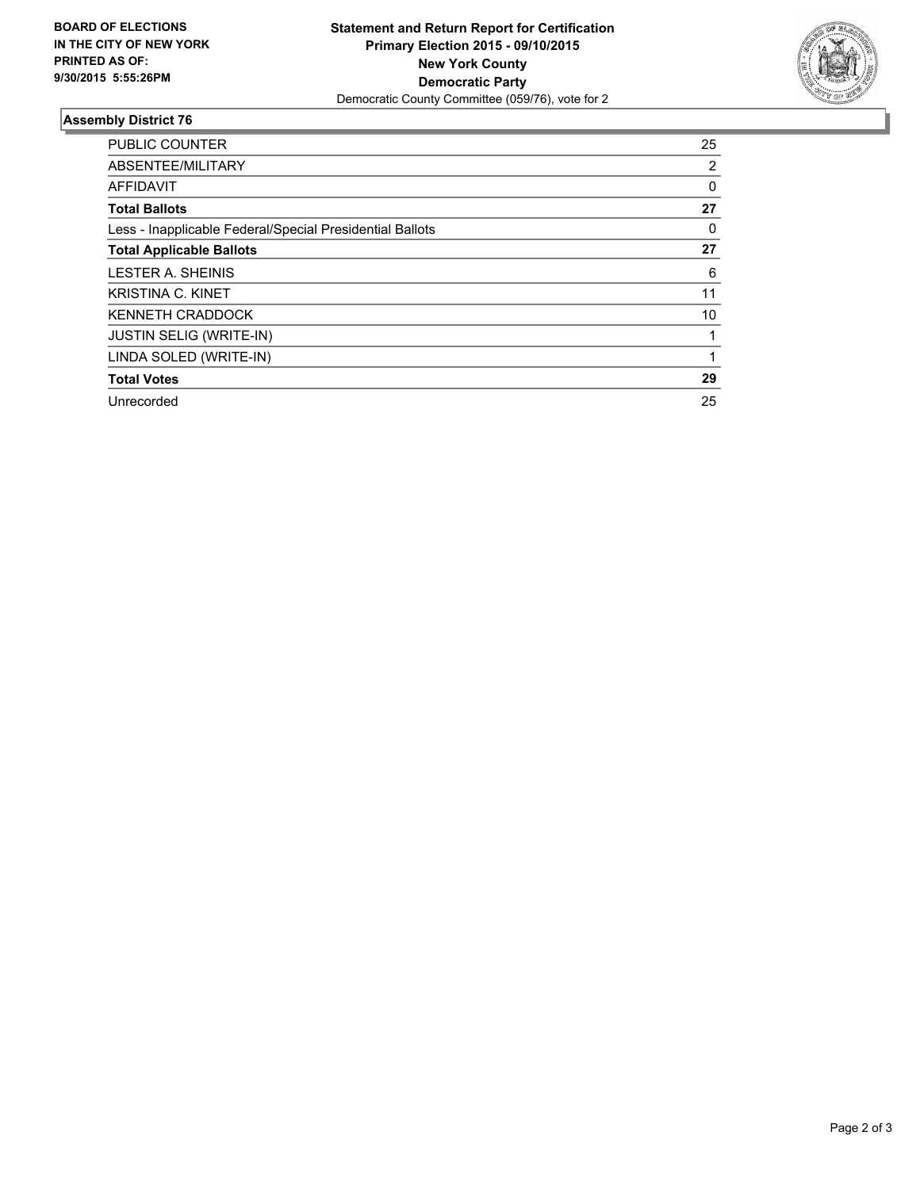**BOARD OF ELECTIONS IN THE CITY OF NEW YORK PRINTED AS OF: 9/30/2015 5:55:26PM**

**Statement and Return Report for Certification**
**Primary Election 2015 - 09/10/2015**
**New York County**
**Democratic Party**
Democratic County Committee (059/76), vote for 2

## Assembly District 76

| | |
|---|---|
| PUBLIC COUNTER | 25 |
| ABSENTEE/MILITARY | 2 |
| AFFIDAVIT | 0 |
| **Total Ballots** | **27** |
| Less - Inapplicable Federal/Special Presidential Ballots | 0 |
| **Total Applicable Ballots** | **27** |
| LESTER A. SHEINIS | 6 |
| KRISTINA C. KINET | 11 |
| KENNETH CRADDOCK | 10 |
| JUSTIN SELIG (WRITE-IN) | 1 |
| LINDA SOLED (WRITE-IN) | 1 |
| **Total Votes** | **29** |
| Unrecorded | 25 |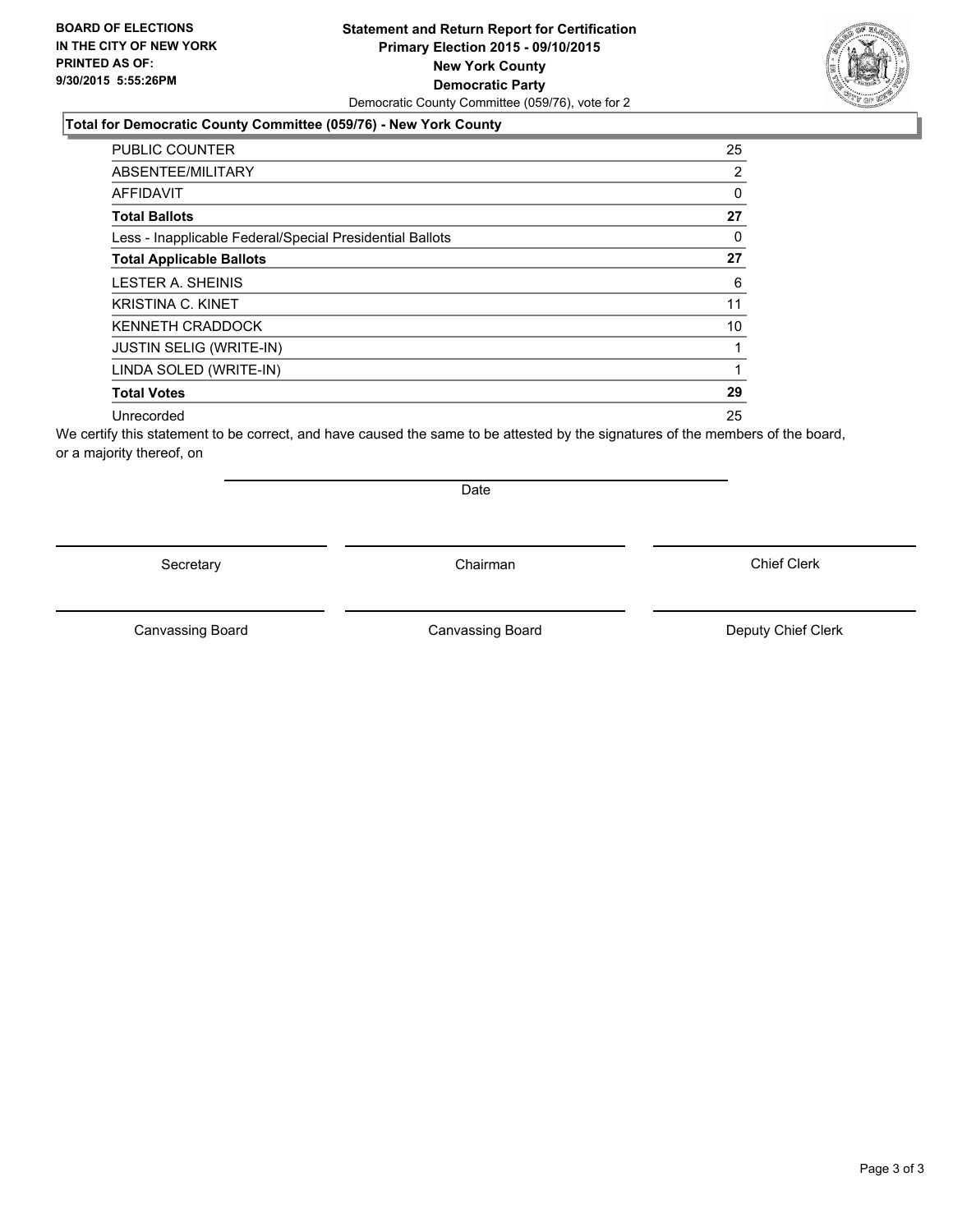**BOARD OF ELECTIONS IN THE CITY OF NEW YORK PRINTED AS OF: 9/30/2015 5:55:26PM**

**Statement and Return Report for Certification**
**Primary Election 2015 - 09/10/2015**
**New York County**
**Democratic Party**
Democratic County Committee (059/76), vote for 2

### Total for Democratic County Committee (059/76) - New York County

| | |
|---|---|
| PUBLIC COUNTER | 25 |
| ABSENTEE/MILITARY | 2 |
| AFFIDAVIT | 0 |
| **Total Ballots** | **27** |
| Less - Inapplicable Federal/Special Presidential Ballots | 0 |
| **Total Applicable Ballots** | **27** |
| LESTER A. SHEINIS | 6 |
| KRISTINA C. KINET | 11 |
| KENNETH CRADDOCK | 10 |
| JUSTIN SELIG (WRITE-IN) | 1 |
| LINDA SOLED (WRITE-IN) | 1 |
| **Total Votes** | **29** |
| Unrecorded | 25 |

We certify this statement to be correct, and have caused the same to be attested by the signatures of the members of the board, or a majority thereof, on

Date

Secretary　　Chairman　　Chief Clerk

Canvassing Board　　Canvassing Board　　Deputy Chief Clerk